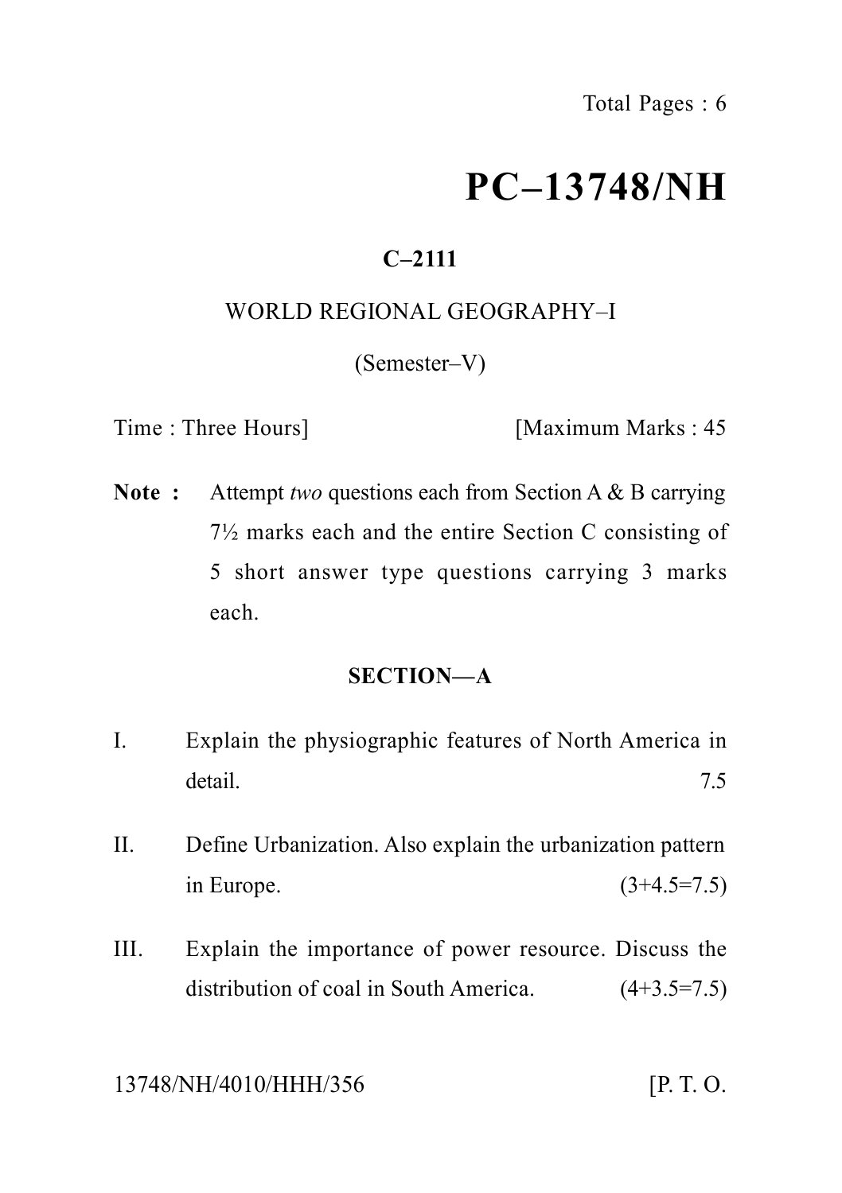# PC–13748/NH

**C–2111**

WORLD REGIONAL GEOGRAPHY–I

(Semester–V)

Time : Three Hours] [Maximum Marks : 45

**Note :** Attempt *two* questions each from Section A & B carrying 7½ marks each and the entire Section C consisting of 5 short answer type questions carrying 3 marks each.

## SECTION—A

I. Explain the physiographic features of North America in detail. 7.5

II. Define Urbanization. Also explain the urbanization pattern in Europe. (3+4.5=7.5)

III. Explain the importance of power resource. Discuss the distribution of coal in South America. (4+3.5=7.5)

13748/NH/4010/HHH/356 [P. T. O.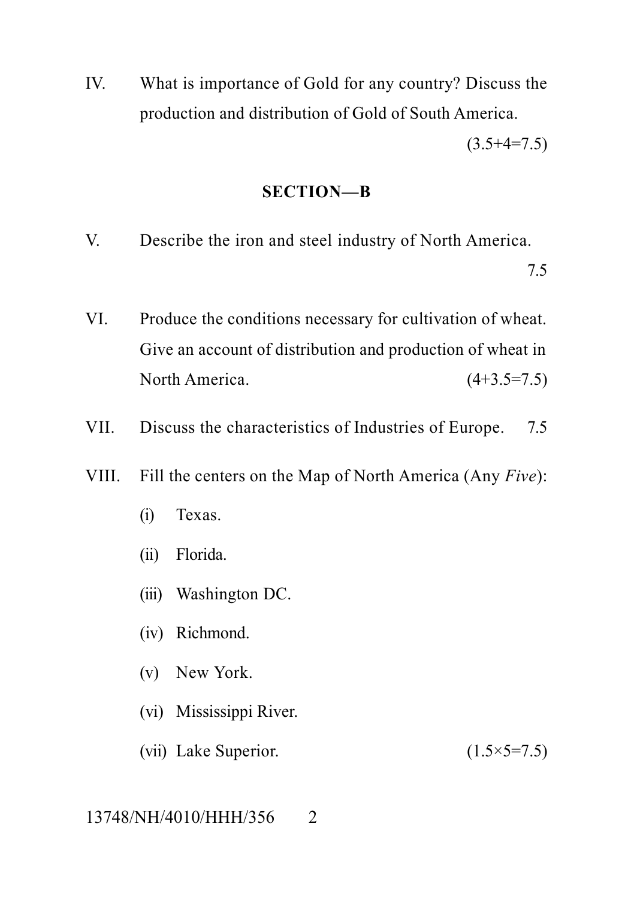IV. What is importance of Gold for any country? Discuss the production and distribution of Gold of South America. (3.5+4=7.5)

## SECTION—B

V. Describe the iron and steel industry of North America. 7.5

VI. Produce the conditions necessary for cultivation of wheat. Give an account of distribution and production of wheat in North America. (4+3.5=7.5)

VII. Discuss the characteristics of Industries of Europe. 7.5

VIII. Fill the centers on the Map of North America (Any *Five*):

- (i) Texas.
- (ii) Florida.
- (iii) Washington DC.
- (iv) Richmond.
- (v) New York.
- (vi) Mississippi River.
- (vii) Lake Superior. (1.5×5=7.5)

13748/NH/4010/HHH/356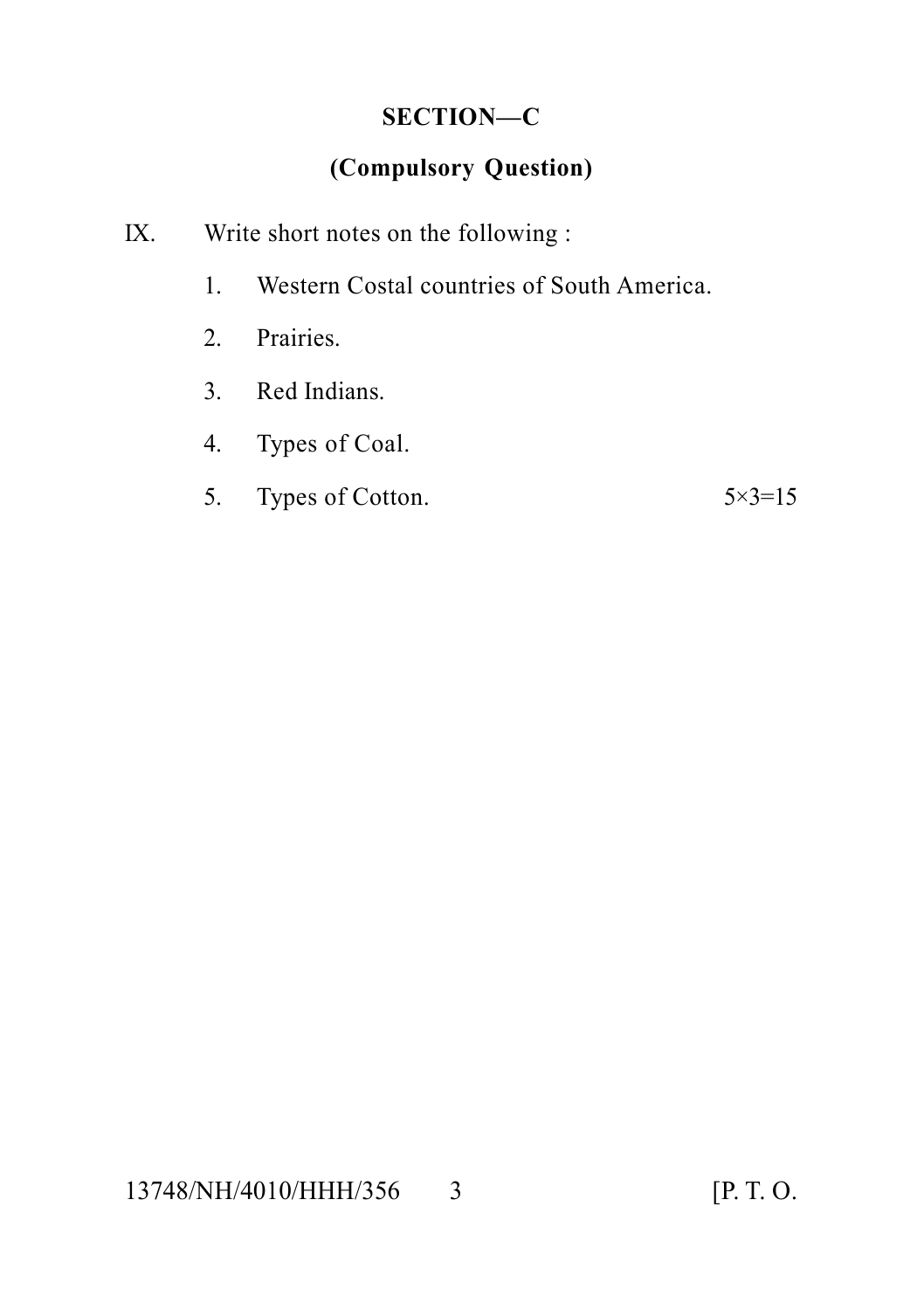## SECTION—C

### (Compulsory Question)

IX. Write short notes on the following :

1. Western Costal countries of South America.
2. Prairies.
3. Red Indians.
4. Types of Coal.
5. Types of Cotton. 5×3=15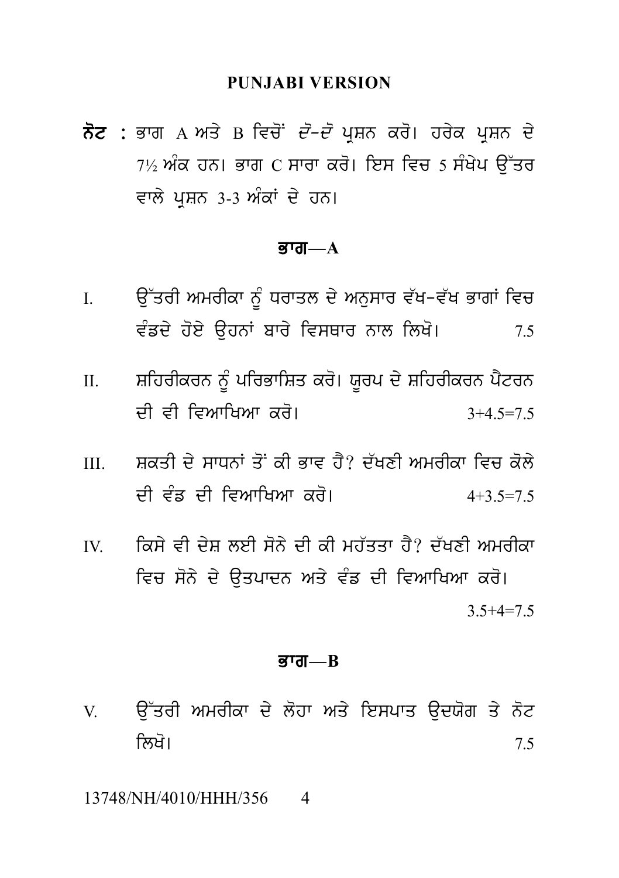## PUNJABI VERSION

**ਨੋਟ :** ਭਾਗ A ਅਤੇ B ਵਿਚੋਂ *ਦੋ-ਦੋ* ਪ੍ਰਸ਼ਨ ਕਰੋ। ਹਰੇਕ ਪ੍ਰਸ਼ਨ ਦੇ 7½ ਅੰਕ ਹਨ। ਭਾਗ C ਸਾਰਾ ਕਰੋ। ਇਸ ਵਿਚ 5 ਸੰਖੇਪ ਉੱਤਰ ਵਾਲੇ ਪ੍ਰਸ਼ਨ 3-3 ਅੰਕਾਂ ਦੇ ਹਨ।

### ਭਾਗ—A

I. ਉੱਤਰੀ ਅਮਰੀਕਾ ਨੂੰ ਧਰਾਤਲ ਦੇ ਅਨੁਸਾਰ ਵੱਖ-ਵੱਖ ਭਾਗਾਂ ਵਿਚ ਵੰਡਦੇ ਹੋਏ ਉਹਨਾਂ ਬਾਰੇ ਵਿਸਥਾਰ ਨਾਲ ਲਿਖੋ। 7.5

II. ਸ਼ਹਿਰੀਕਰਨ ਨੂੰ ਪਰਿਭਾਸ਼ਿਤ ਕਰੋ। ਯੂਰਪ ਦੇ ਸ਼ਹਿਰੀਕਰਨ ਪੈਟਰਨ ਦੀ ਵੀ ਵਿਆਖਿਆ ਕਰੋ। 3+4.5=7.5

III. ਸ਼ਕਤੀ ਦੇ ਸਾਧਨਾਂ ਤੋਂ ਕੀ ਭਾਵ ਹੈ? ਦੱਖਣੀ ਅਮਰੀਕਾ ਵਿਚ ਕੋਲੇ ਦੀ ਵੰਡ ਦੀ ਵਿਆਖਿਆ ਕਰੋ। 4+3.5=7.5

IV. ਕਿਸੇ ਵੀ ਦੇਸ਼ ਲਈ ਸੋਨੇ ਦੀ ਕੀ ਮਹੱਤਤਾ ਹੈ? ਦੱਖਣੀ ਅਮਰੀਕਾ ਵਿਚ ਸੋਨੇ ਦੇ ਉਤਪਾਦਨ ਅਤੇ ਵੰਡ ਦੀ ਵਿਆਖਿਆ ਕਰੋ। 3.5+4=7.5

### ਭਾਗ—B

V. ਉੱਤਰੀ ਅਮਰੀਕਾ ਦੇ ਲੋਹਾ ਅਤੇ ਇਸਪਾਤ ਉਦਯੋਗ ਤੇ ਨੋਟ ਲਿਖੋ। 7.5

13748/NH/4010/HHH/356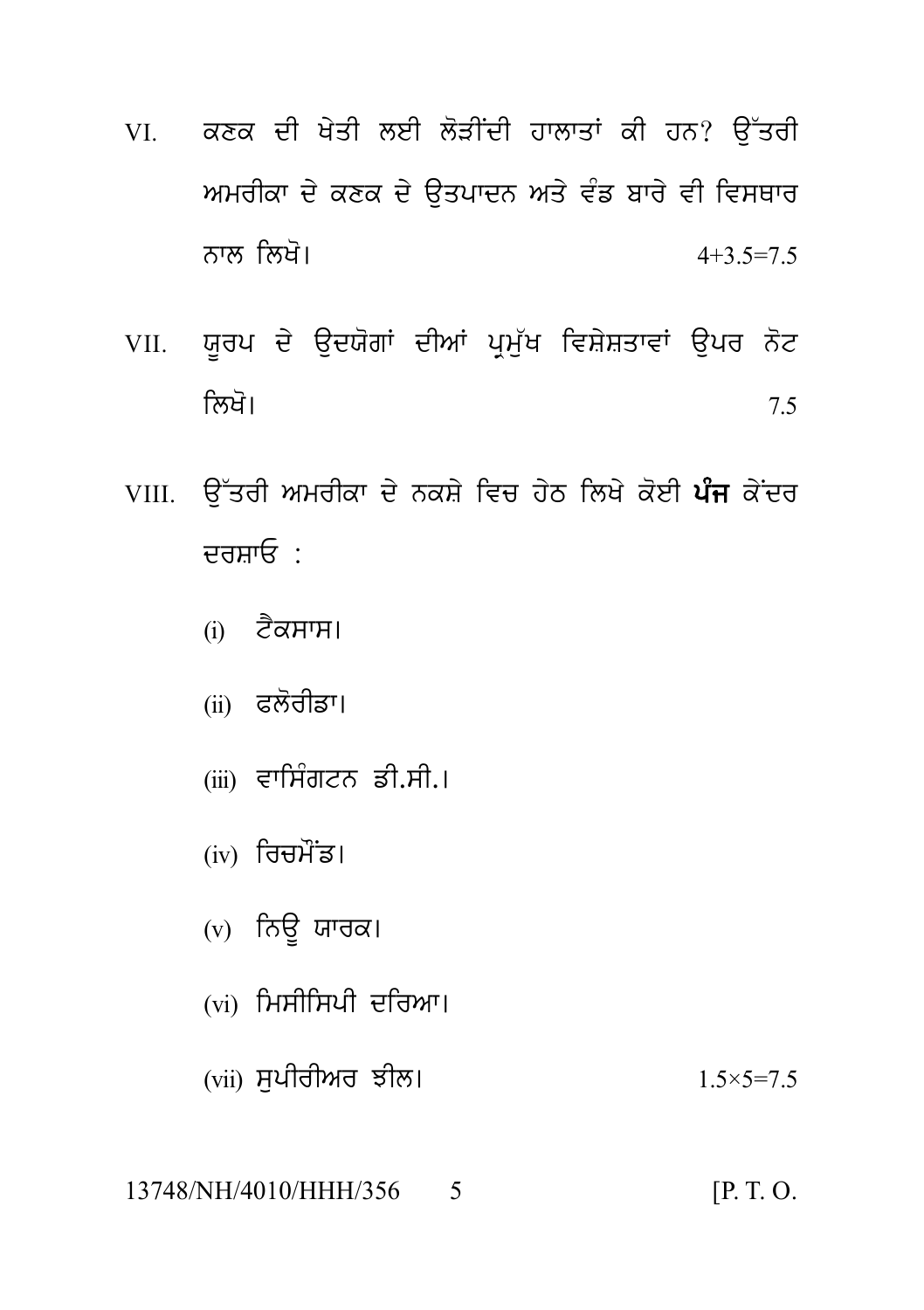VI. ਕਣਕ ਦੀ ਖੇਤੀ ਲਈ ਲੋੜੀਂਦੀ ਹਾਲਾਤਾਂ ਕੀ ਹਨ? ਉੱਤਰੀ ਅਮਰੀਕਾ ਦੇ ਕਣਕ ਦੇ ਉਤਪਾਦਨ ਅਤੇ ਵੰਡ ਬਾਰੇ ਵੀ ਵਿਸਥਾਰ ਨਾਲ ਲਿਖੋ। 4+3.5=7.5

VII. ਯੂਰਪ ਦੇ ਉਦਯੋਗਾਂ ਦੀਆਂ ਪ੍ਰਮੁੱਖ ਵਿਸ਼ੇਸ਼ਤਾਵਾਂ ਉਪਰ ਨੋਟ ਲਿਖੋ। 7.5

VIII. ਉੱਤਰੀ ਅਮਰੀਕਾ ਦੇ ਨਕਸ਼ੇ ਵਿਚ ਹੇਠ ਲਿਖੇ ਕੋਈ **ਪੰਜ** ਕੇਂਦਰ ਦਰਸ਼ਾਓ :

(i) ਟੈਕਸਾਸ।

(ii) ਫਲੋਰੀਡਾ।

(iii) ਵਾਸਿੰਗਟਨ ਡੀ.ਸੀ.।

(iv) ਰਿਚਮੌਂਡ।

(v) ਨਿਊ ਯਾਰਕ।

(vi) ਮਿਸੀਸਿਪੀ ਦਰਿਆ।

(vii) ਸੁਪੀਰੀਅਰ ਝੀਲ। $1.5 \times 5 = 7.5$

13748/NH/4010/HHH/356 [P. T. O.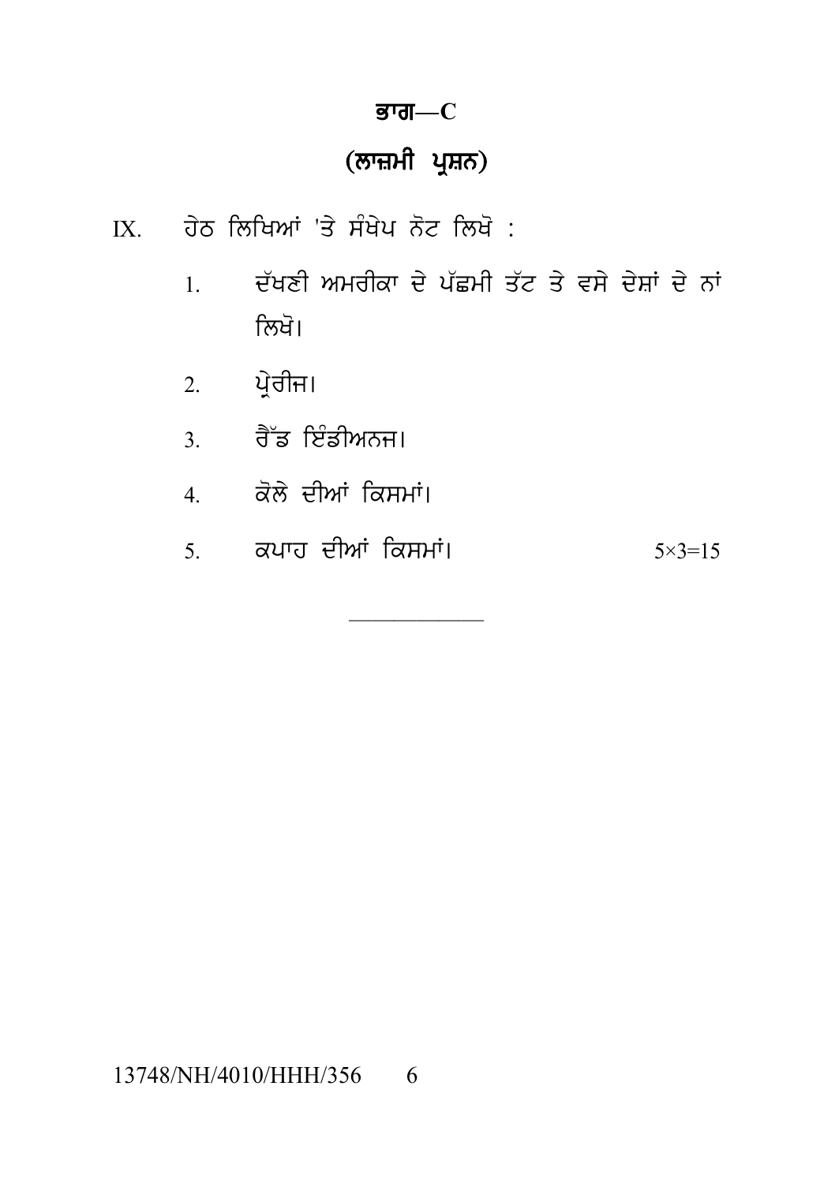## ਭਾਗ—C

## (ਲਾਜ਼ਮੀ ਪ੍ਰਸ਼ਨ)

IX. ਹੇਠ ਲਿਖਿਆਂ 'ਤੇ ਸੰਖੇਪ ਨੋਟ ਲਿਖੋ :

1. ਦੱਖਣੀ ਅਮਰੀਕਾ ਦੇ ਪੱਛਮੀ ਤੱਟ ਤੇ ਵਸੇ ਦੇਸ਼ਾਂ ਦੇ ਨਾਂ ਲਿਖੋ।
2. ਪ੍ਰੇਰੀਜ।
3. ਰੈੱਡ ਇੰਡੀਅਨਜ।
4. ਕੋਲੇ ਦੀਆਂ ਕਿਸਮਾਂ।
5. ਕਪਾਹ ਦੀਆਂ ਕਿਸਮਾਂ। $5 \times 3 = 15$

13748/NH/4010/HHH/356